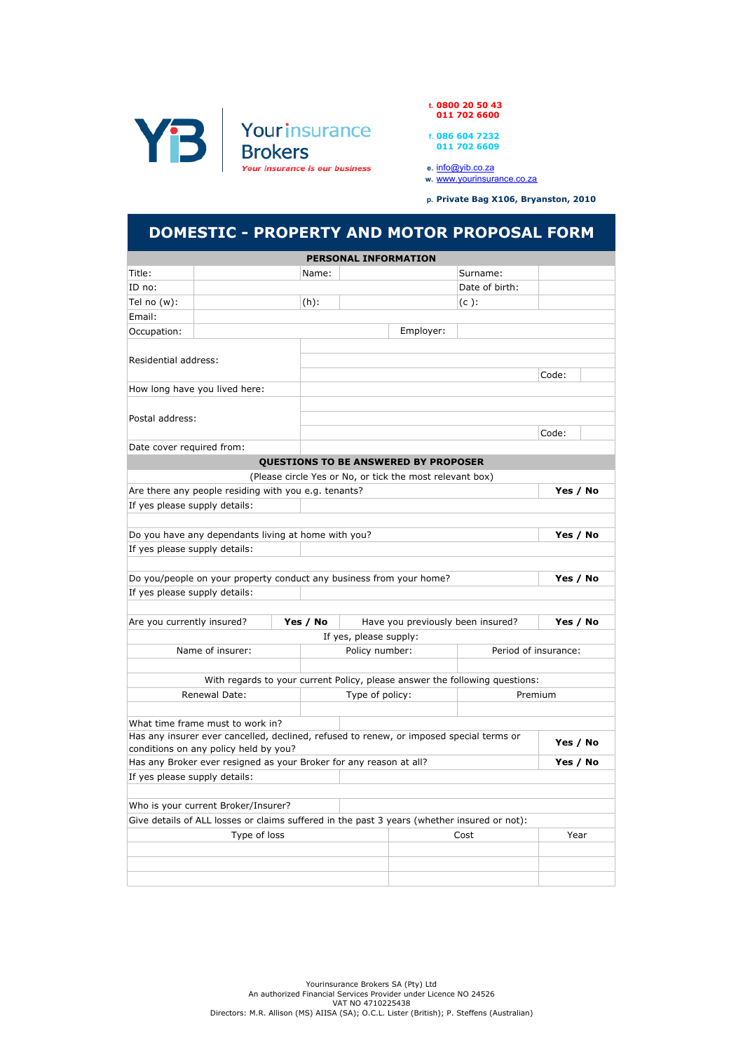Your insurance Brokers

*Your insurance is our business*

t. 0800 20 50 43
011 702 6600

f. 086 604 7232
011 702 6609

e. info@yib.co.za
w. www.yourinsurance.co.za

p. **Private Bag X106, Bryanston, 2010**

# DOMESTIC - PROPERTY AND MOTOR PROPOSAL FORM

| **PERSONAL INFORMATION** | | | | | |
|---|---|---|---|---|---|
| Title: | | Name: | | Surname: | |
| ID no: | | | | Date of birth: | |
| Tel no (w): | | (h): | | (c ): | |
| Email: | | | | | |
| Occupation: | | | Employer: | | |
| Residential address: | | | | | |
| | | | | Code: | |
| How long have you lived here: | | | | | |
| Postal address: | | | | | |
| | | | | Code: | |
| Date cover required from: | | | | | |

| **QUESTIONS TO BE ANSWERED BY PROPOSER** | | | |
|---|---|---|---|
| (Please circle Yes or No, or tick the most relevant box) | | | |
| Are there any people residing with you e.g. tenants? | | | **Yes / No** |
| If yes please supply details: | | | |
| | | | |
| Do you have any dependants living at home with you? | | | **Yes / No** |
| If yes please supply details: | | | |
| | | | |
| Do you/people on your property conduct any business from your home? | | | **Yes / No** |
| If yes please supply details: | | | |
| | | | |
| Are you currently insured? | **Yes / No** | Have you previously been insured? | **Yes / No** |
| If yes, please supply: | | | |

| Name of insurer: | Policy number: | Period of insurance: |
|---|---|---|
| | | |

With regards to your current Policy, please answer the following questions:

| Renewal Date: | Type of policy: | Premium |
|---|---|---|
| | | |

| | |
|---|---|
| What time frame must to work in? | |
| Has any insurer ever cancelled, declined, refused to renew, or imposed special terms or conditions on any policy held by you? | **Yes / No** |
| Has any Broker ever resigned as your Broker for any reason at all? | **Yes / No** |
| If yes please supply details: | |
| | |
| Who is your current Broker/Insurer? | |

Give details of ALL losses or claims suffered in the past 3 years (whether insured or not):

| Type of loss | Cost | Year |
|---|---|---|
| | | |
| | | |
| | | |

Yourinsurance Brokers SA (Pty) Ltd
An authorized Financial Services Provider under Licence NO 24526
VAT NO 4710225438
Directors: M.R. Allison (MS) AIISA (SA); O.C.L. Lister (British); P. Steffens (Australian)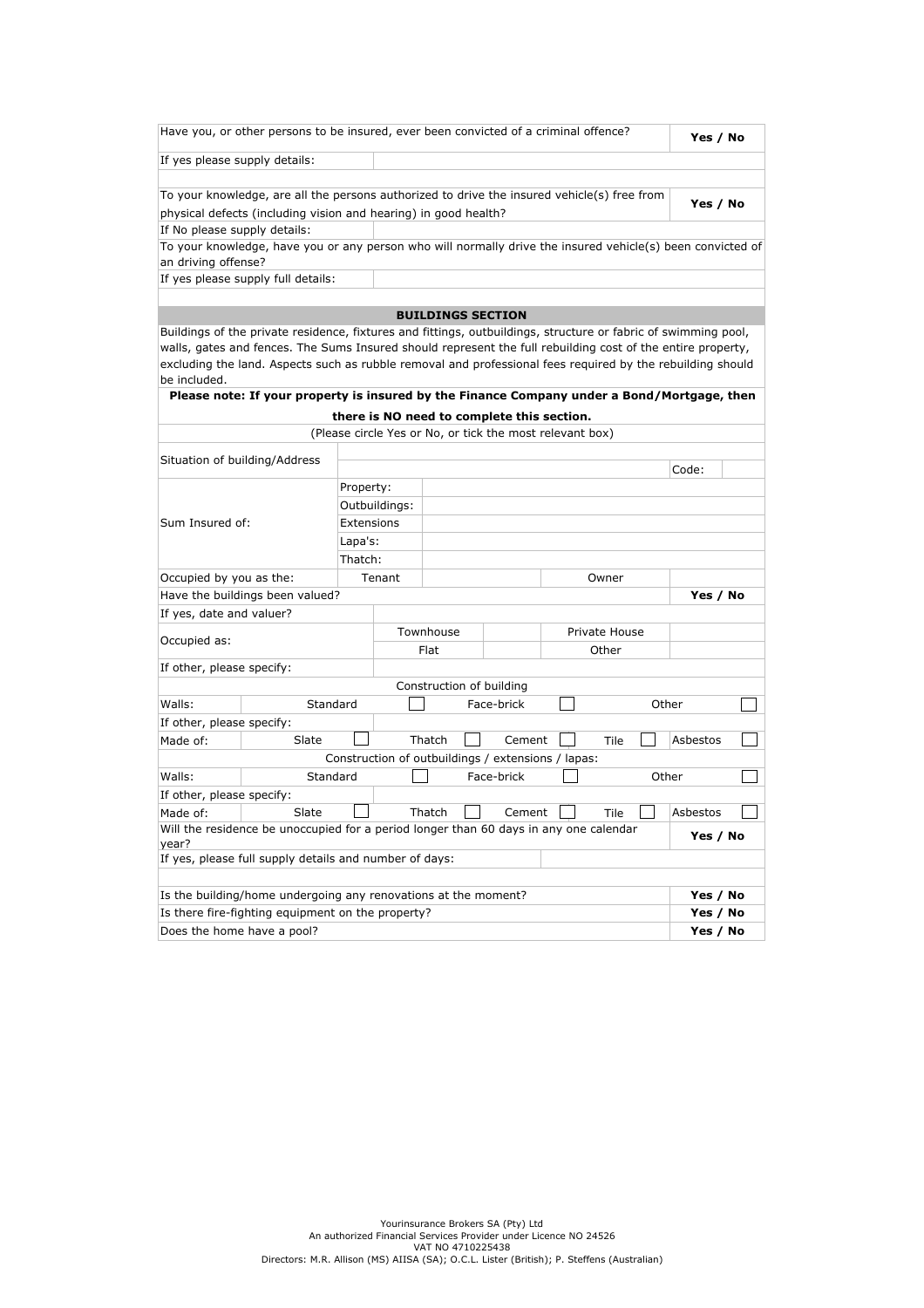| Have you, or other persons to be insured, ever been convicted of a criminal offence? | **Yes / No** |
|---|---|
| If yes please supply details: | |
| | |
| To your knowledge, are all the persons authorized to drive the insured vehicle(s) free from physical defects (including vision and hearing) in good health? | **Yes / No** |
| If No please supply details: | |
| To your knowledge, have you or any person who will normally drive the insured vehicle(s) been convicted of an driving offense? | |
| If yes please supply full details: | |
| | |

## BUILDINGS SECTION

Buildings of the private residence, fixtures and fittings, outbuildings, structure or fabric of swimming pool, walls, gates and fences. The Sums Insured should represent the full rebuilding cost of the entire property, excluding the land. Aspects such as rubble removal and professional fees required by the rebuilding should be included.

**Please note: If your property is insured by the Finance Company under a Bond/Mortgage, then there is NO need to complete this section.**

(Please circle Yes or No, or tick the most relevant box)

| Situation of building/Address | | Code: |
|---|---|---|
| Sum Insured of: | Property: | |
| | Outbuildings: | |
| | Extensions | |
| | Lapa's: | |
| | Thatch: | |
| Occupied by you as the: | Tenant | Owner |
| Have the buildings been valued? | | **Yes / No** |
| If yes, date and valuer? | | |
| Occupied as: | Townhouse | Private House |
| | Flat | Other |
| If other, please specify: | | |

**Construction of building**

| Walls: | Standard ☐ | Face-brick ☐ | Other ☐ | | |
|---|---|---|---|---|---|
| If other, please specify: | | | | | |
| Made of: | Slate ☐ | Thatch ☐ | Cement ☐ | Tile ☐ | Asbestos ☐ |

**Construction of outbuildings / extensions / lapas:**

| Walls: | Standard ☐ | Face-brick ☐ | Other ☐ | | |
|---|---|---|---|---|---|
| If other, please specify: | | | | | |
| Made of: | Slate ☐ | Thatch ☐ | Cement ☐ | Tile ☐ | Asbestos ☐ |

| Will the residence be unoccupied for a period longer than 60 days in any one calendar year? | **Yes / No** |
|---|---|
| If yes, please full supply details and number of days: | |
| | |
| Is the building/home undergoing any renovations at the moment? | **Yes / No** |
| Is there fire-fighting equipment on the property? | **Yes / No** |
| Does the home have a pool? | **Yes / No** |

Yourinsurance Brokers SA (Pty) Ltd
An authorized Financial Services Provider under Licence NO 24526
VAT NO 4710225438
Directors: M.R. Allison (MS) AIISA (SA); O.C.L. Lister (British); P. Steffens (Australian)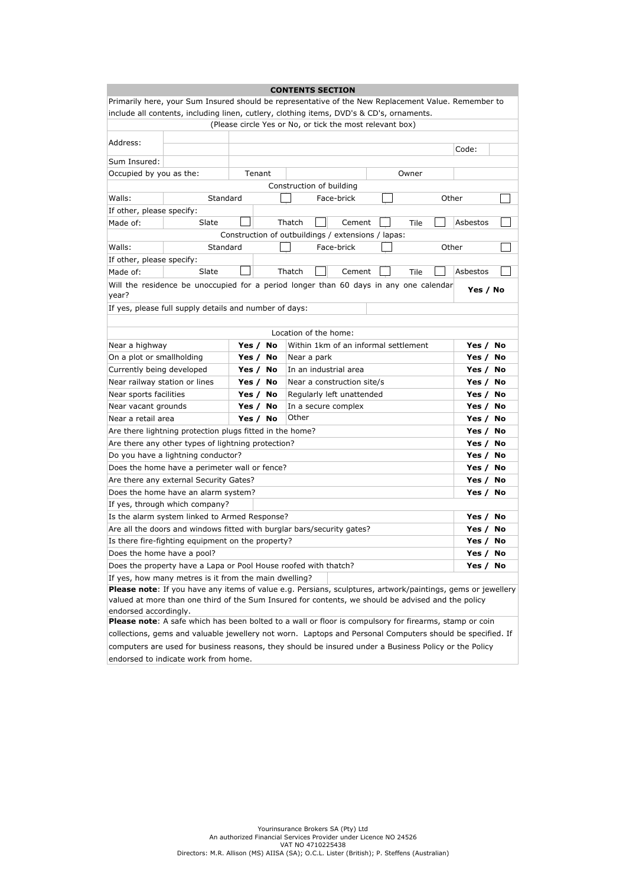## CONTENTS SECTION

Primarily here, your Sum Insured should be representative of the New Replacement Value. Remember to include all contents, including linen, cutlery, clothing items, DVD's & CD's, ornaments.

(Please circle Yes or No, or tick the most relevant box)

| | | | |
|---|---|---|---|
| Address: | | | Code: |
| Sum Insured: | | | |
| Occupied by you as the: | Tenant | Owner | |

**Construction of building**

| | | | | | | | | | |
|---|---|---|---|---|---|---|---|---|---|
| Walls: | Standard | ☐ | Face-brick | ☐ | Other | ☐ | | | |
| If other, please specify: | | | | | | | | | |
| Made of: | Slate | ☐ | Thatch | ☐ | Cement | ☐ | Tile | ☐ | Asbestos ☐ |

**Construction of outbuildings / extensions / lapas:**

| | | | | | | | | | |
|---|---|---|---|---|---|---|---|---|---|
| Walls: | Standard | ☐ | Face-brick | ☐ | Other | ☐ | | | |
| If other, please specify: | | | | | | | | | |
| Made of: | Slate | ☐ | Thatch | ☐ | Cement | ☐ | Tile | ☐ | Asbestos ☐ |

| | |
|---|---|
| Will the residence be unoccupied for a period longer than 60 days in any one calendar year? | **Yes / No** |
| If yes, please full supply details and number of days: | |

**Location of the home:**

| | | | |
|---|---|---|---|
| Near a highway | **Yes / No** | Within 1km of an informal settlement | **Yes / No** |
| On a plot or smallholding | **Yes / No** | Near a park | **Yes / No** |
| Currently being developed | **Yes / No** | In an industrial area | **Yes / No** |
| Near railway station or lines | **Yes / No** | Near a construction site/s | **Yes / No** |
| Near sports facilities | **Yes / No** | Regularly left unattended | **Yes / No** |
| Near vacant grounds | **Yes / No** | In a secure complex | **Yes / No** |
| Near a retail area | **Yes / No** | Other | **Yes / No** |

| | |
|---|---|
| Are there lightning protection plugs fitted in the home? | **Yes / No** |
| Are there any other types of lightning protection? | **Yes / No** |
| Do you have a lightning conductor? | **Yes / No** |
| Does the home have a perimeter wall or fence? | **Yes / No** |
| Are there any external Security Gates? | **Yes / No** |
| Does the home have an alarm system? | **Yes / No** |
| If yes, through which company? | |
| Is the alarm system linked to Armed Response? | **Yes / No** |
| Are all the doors and windows fitted with burglar bars/security gates? | **Yes / No** |
| Is there fire-fighting equipment on the property? | **Yes / No** |
| Does the home have a pool? | **Yes / No** |
| Does the property have a Lapa or Pool House roofed with thatch? | **Yes / No** |
| If yes, how many metres is it from the main dwelling? | |

**Please note**: If you have any items of value e.g. Persians, sculptures, artwork/paintings, gems or jewellery valued at more than one third of the Sum Insured for contents, we should be advised and the policy endorsed accordingly.

**Please note**: A safe which has been bolted to a wall or floor is compulsory for firearms, stamp or coin collections, gems and valuable jewellery not worn. Laptops and Personal Computers should be specified. If computers are used for business reasons, they should be insured under a Business Policy or the Policy endorsed to indicate work from home.

Yourinsurance Brokers SA (Pty) Ltd
An authorized Financial Services Provider under Licence NO 24526
VAT NO 4710225438
Directors: M.R. Allison (MS) AIISA (SA); O.C.L. Lister (British); P. Steffens (Australian)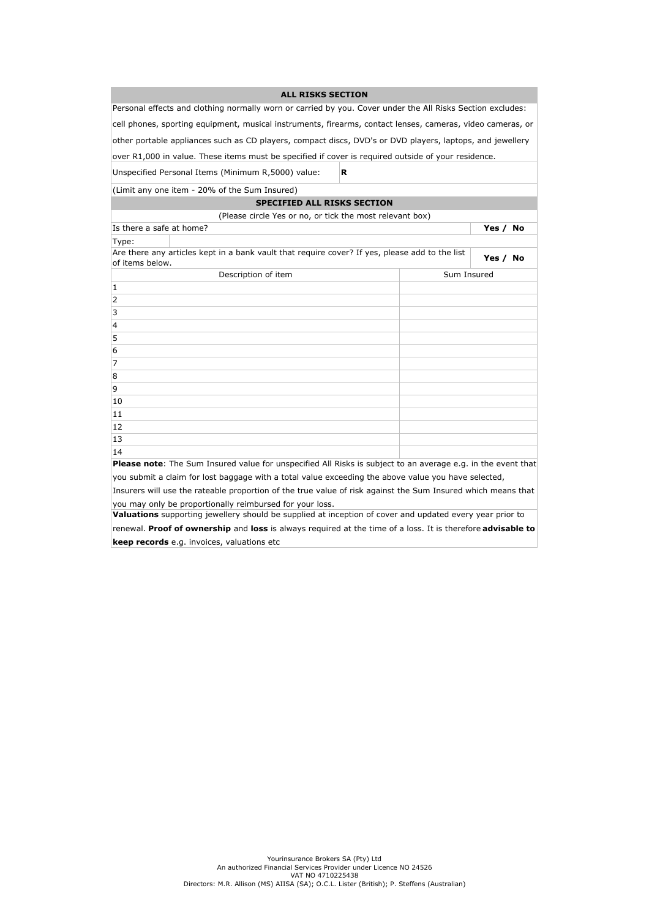## ALL RISKS SECTION

Personal effects and clothing normally worn or carried by you. Cover under the All Risks Section excludes: cell phones, sporting equipment, musical instruments, firearms, contact lenses, cameras, video cameras, or other portable appliances such as CD players, compact discs, DVD's or DVD players, laptops, and jewellery over R1,000 in value. These items must be specified if cover is required outside of your residence.

| Unspecified Personal Items (Minimum R,5000) value: | R |
|---|---|

(Limit any one item - 20% of the Sum Insured)

## SPECIFIED ALL RISKS SECTION

(Please circle Yes or no, or tick the most relevant box)

| Is there a safe at home? | **Yes / No** |
|---|---|
| Type: | |
| Are there any articles kept in a bank vault that require cover? If yes, please add to the list of items below. | **Yes / No** |

| Description of item | Sum Insured |
|---|---|
| 1 | |
| 2 | |
| 3 | |
| 4 | |
| 5 | |
| 6 | |
| 7 | |
| 8 | |
| 9 | |
| 10 | |
| 11 | |
| 12 | |
| 13 | |
| 14 | |

**Please note**: The Sum Insured value for unspecified All Risks is subject to an average e.g. in the event that you submit a claim for lost baggage with a total value exceeding the above value you have selected, Insurers will use the rateable proportion of the true value of risk against the Sum Insured which means that you may only be proportionally reimbursed for your loss.

**Valuations** supporting jewellery should be supplied at inception of cover and updated every year prior to renewal. **Proof of ownership** and **loss** is always required at the time of a loss. It is therefore **advisable to keep records** e.g. invoices, valuations etc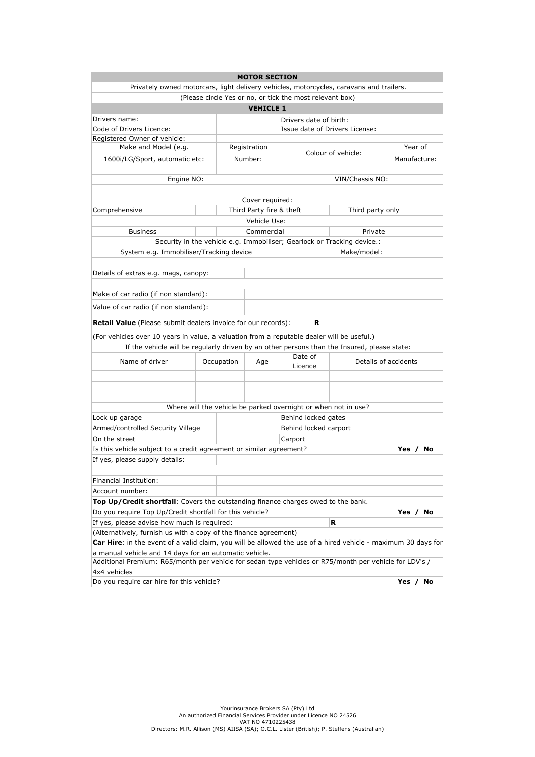| MOTOR SECTION | | | | | | | |
|---|---|---|---|---|---|---|---|
| Privately owned motorcars, light delivery vehicles, motorcycles, caravans and trailers. | | | | | | | |
| (Please circle Yes or no, or tick the most relevant box) | | | | | | | |
| **VEHICLE 1** | | | | | | | |
| Drivers name: | | | Drivers date of birth: | | | | |
| Code of Drivers Licence: | | | Issue date of Drivers License: | | | | |
| Registered Owner of vehicle: | | | | | | | |
| Make and Model (e.g. 1600i/LG/Sport, automatic etc: | | Registration Number: | Colour of vehicle: | | | Year of Manufacture: | |
| | | | | | | | |
| Engine NO: | | | VIN/Chassis NO: | | | | |
| | | | | | | | |
| Cover required: | | | | | | | |
| Comprehensive | | Third Party fire & theft | | | Third party only | | |
| Vehicle Use: | | | | | | | |
| Business | | Commercial | | | Private | | |
| Security in the vehicle e.g. Immobiliser; Gearlock or Tracking device.: | | | | | | | |
| System e.g. Immobiliser/Tracking device | | | Make/model: | | | | |
| | | | | | | | |
| Details of extras e.g. mags, canopy: | | | | | | | |
| | | | | | | | |
| Make of car radio (if non standard): | | | | | | | |
| Value of car radio (if non standard): | | | | | | | |
| **Retail Value** (Please submit dealers invoice for our records): | | | | **R** | | | |
| (For vehicles over 10 years in value, a valuation from a reputable dealer will be useful.) | | | | | | | |
| If the vehicle will be regularly driven by an other persons than the Insured, please state: | | | | | | | |
| Name of driver | Occupation | Age | Date of Licence | Details of accidents | | | |
| | | | | | | | |
| | | | | | | | |
| | | | | | | | |
| Where will the vehicle be parked overnight or when not in use? | | | | | | | |
| Lock up garage | | | Behind locked gates | | | | |
| Armed/controlled Security Village | | | Behind locked carport | | | | |
| On the street | | | Carport | | | | |
| Is this vehicle subject to a credit agreement or similar agreement? | | | | | | **Yes / No** | |
| If yes, please supply details: | | | | | | | |
| | | | | | | | |
| Financial Institution: | | | | | | | |
| Account number: | | | | | | | |
| **Top Up/Credit shortfall**: Covers the outstanding finance charges owed to the bank. | | | | | | | |
| Do you require Top Up/Credit shortfall for this vehicle? | | | | | | **Yes / No** | |
| If yes, please advise how much is required: | | | | | **R** | | |
| (Alternatively, furnish us with a copy of the finance agreement) | | | | | | | |
| **Car Hire**: in the event of a valid claim, you will be allowed the use of a hired vehicle - maximum 30 days for a manual vehicle and 14 days for an automatic vehicle. | | | | | | | |
| Additional Premium: R65/month per vehicle for sedan type vehicles or R75/month per vehicle for LDV's / 4x4 vehicles | | | | | | | |
| Do you require car hire for this vehicle? | | | | | | **Yes / No** | |

Yourinsurance Brokers SA (Pty) Ltd
An authorized Financial Services Provider under Licence NO 24526
VAT NO 4710225438
Directors: M.R. Allison (MS) AIISA (SA); O.C.L. Lister (British); P. Steffens (Australian)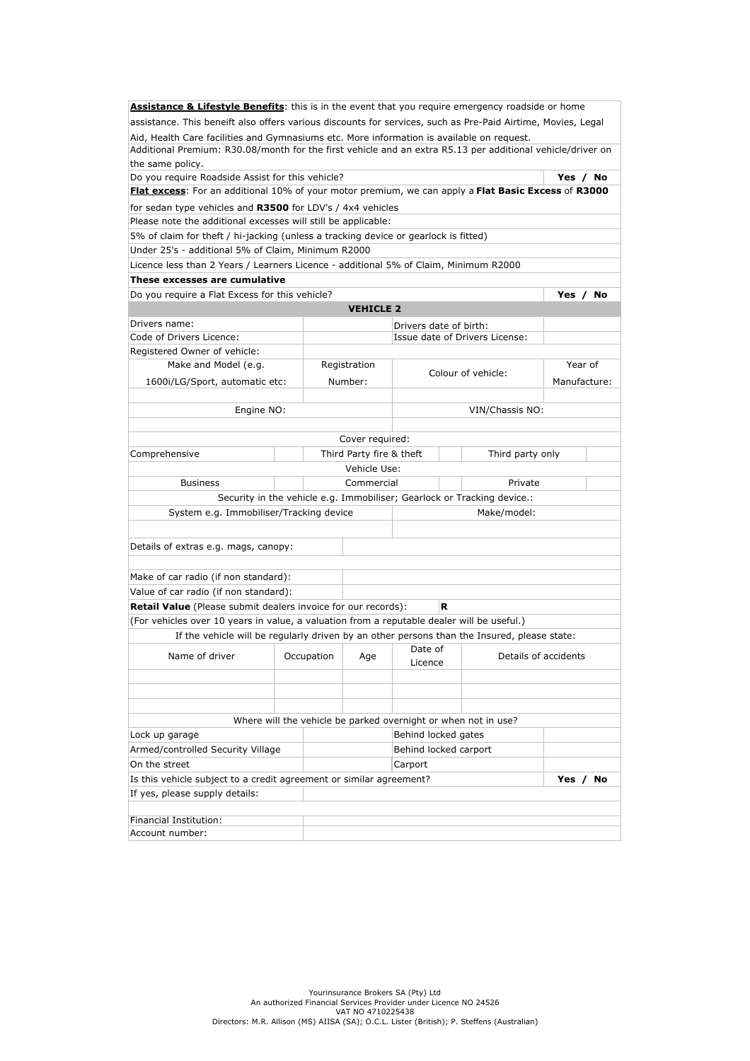**Assistance & Lifestyle Benefits**: this is in the event that you require emergency roadside or home assistance. This beneift also offers various discounts for services, such as Pre-Paid Airtime, Movies, Legal Aid, Health Care facilities and Gymnasiums etc. More information is available on request.

Additional Premium: R30.08/month for the first vehicle and an extra R5.13 per additional vehicle/driver on the same policy.

| Do you require Roadside Assist for this vehicle? | **Yes / No** |
|---|---|

**Flat excess**: For an additional 10% of your motor premium, we can apply a **Flat Basic Excess** of **R3000** for sedan type vehicles and **R3500** for LDV's / 4x4 vehicles

Please note the additional excesses will still be applicable:

5% of claim for theft / hi-jacking (unless a tracking device or gearlock is fitted)

Under 25's - additional 5% of Claim, Minimum R2000

Licence less than 2 Years / Learners Licence - additional 5% of Claim, Minimum R2000

**These excesses are cumulative**

| Do you require a Flat Excess for this vehicle? | **Yes / No** |
|---|---|

## VEHICLE 2

| Drivers name: | | Drivers date of birth: | |
|---|---|---|---|
| Code of Drivers Licence: | | Issue date of Drivers License: | |
| Registered Owner of vehicle: | | | |

| Make and Model (e.g. 1600i/LG/Sport, automatic etc: | Registration Number: | Colour of vehicle: | Year of Manufacture: |
|---|---|---|---|
| | | | |

| Engine NO: | VIN/Chassis NO: |
|---|---|
| | |

| Cover required: | | | | | |
|---|---|---|---|---|---|
| Comprehensive | | Third Party fire & theft | | Third party only | |

| Vehicle Use: | | | | | |
|---|---|---|---|---|---|
| Business | | Commercial | | Private | |

| Security in the vehicle e.g. Immobiliser; Gearlock or Tracking device.: | |
|---|---|
| System e.g. Immobiliser/Tracking device | Make/model: |
| | |

| Details of extras e.g. mags, canopy: | |
|---|---|
| | |
| Make of car radio (if non standard): | |
| Value of car radio (if non standard): | |
| **Retail Value** (Please submit dealers invoice for our records): | **R** |

(For vehicles over 10 years in value, a valuation from a reputable dealer will be useful.)

If the vehicle will be regularly driven by an other persons than the Insured, please state:

| Name of driver | Occupation | Age | Date of Licence | Details of accidents |
|---|---|---|---|---|
| | | | | |
| | | | | |
| | | | | |

| Where will the vehicle be parked overnight or when not in use? | | | |
|---|---|---|---|
| Lock up garage | | Behind locked gates | |
| Armed/controlled Security Village | | Behind locked carport | |
| On the street | | Carport | |

| Is this vehicle subject to a credit agreement or similar agreement? | **Yes / No** |
|---|---|
| If yes, please supply details: | |
| | |
| Financial Institution: | |
| Account number: | |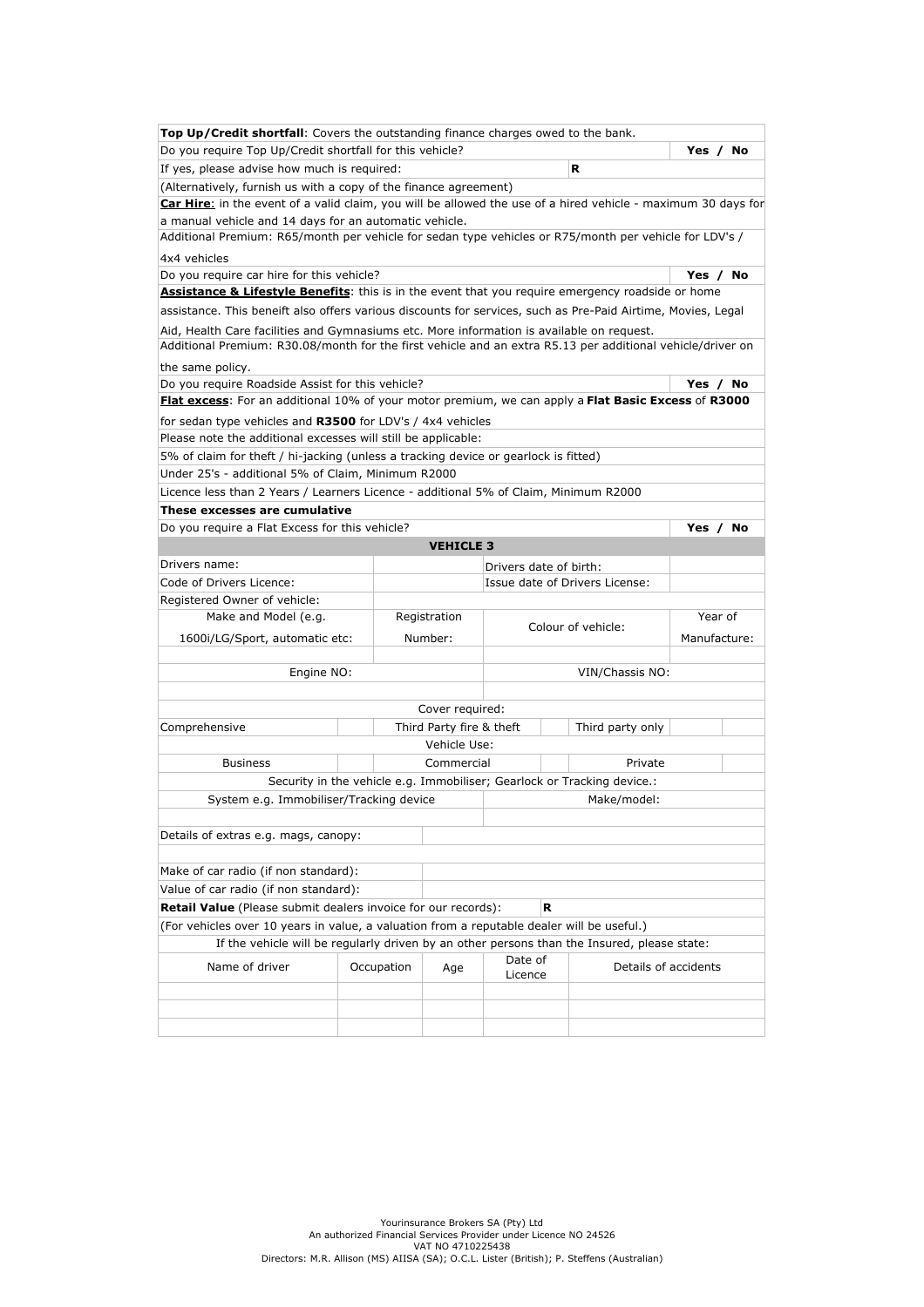| | |
|---|---|
| **Top Up/Credit shortfall**: Covers the outstanding finance charges owed to the bank. | |
| Do you require Top Up/Credit shortfall for this vehicle? | **Yes / No** |
| If yes, please advise how much is required: | **R** |
| (Alternatively, furnish us with a copy of the finance agreement) | |
| **Car Hire**: in the event of a valid claim, you will be allowed the use of a hired vehicle - maximum 30 days for a manual vehicle and 14 days for an automatic vehicle. | |
| Additional Premium: R65/month per vehicle for sedan type vehicles or R75/month per vehicle for LDV's / 4x4 vehicles | |
| Do you require car hire for this vehicle? | **Yes / No** |
| **Assistance & Lifestyle Benefits**: this is in the event that you require emergency roadside or home assistance. This beneift also offers various discounts for services, such as Pre-Paid Airtime, Movies, Legal Aid, Health Care facilities and Gymnasiums etc. More information is available on request. | |
| Additional Premium: R30.08/month for the first vehicle and an extra R5.13 per additional vehicle/driver on the same policy. | |
| Do you require Roadside Assist for this vehicle? | **Yes / No** |
| **Flat excess**: For an additional 10% of your motor premium, we can apply a **Flat Basic Excess** of **R3000** for sedan type vehicles and **R3500** for LDV's / 4x4 vehicles | |
| Please note the additional excesses will still be applicable: | |
| 5% of claim for theft / hi-jacking (unless a tracking device or gearlock is fitted) | |
| Under 25's - additional 5% of Claim, Minimum R2000 | |
| Licence less than 2 Years / Learners Licence - additional 5% of Claim, Minimum R2000 | |
| **These excesses are cumulative** | |
| Do you require a Flat Excess for this vehicle? | **Yes / No** |

**VEHICLE 3**

| | | | |
|---|---|---|---|
| Drivers name: | | Drivers date of birth: | |
| Code of Drivers Licence: | | Issue date of Drivers License: | |
| Registered Owner of vehicle: | | | |

| Make and Model (e.g. 1600i/LG/Sport, automatic etc: | Registration Number: | Colour of vehicle: | Year of Manufacture: |
|---|---|---|---|
| | | | |

| Engine NO: | VIN/Chassis NO: |
|---|---|
| | |

Cover required:

| Comprehensive | | Third Party fire & theft | | Third party only | |
|---|---|---|---|---|---|

Vehicle Use:

| Business | | Commercial | | Private | |
|---|---|---|---|---|---|

Security in the vehicle e.g. Immobiliser; Gearlock or Tracking device.:

| System e.g. Immobiliser/Tracking device | Make/model: |
|---|---|
| | |

| | |
|---|---|
| Details of extras e.g. mags, canopy: | |
| | |
| Make of car radio (if non standard): | |
| Value of car radio (if non standard): | |
| **Retail Value** (Please submit dealers invoice for our records): | **R** |

(For vehicles over 10 years in value, a valuation from a reputable dealer will be useful.)

If the vehicle will be regularly driven by an other persons than the Insured, please state:

| Name of driver | Occupation | Age | Date of Licence | Details of accidents |
|---|---|---|---|---|
| | | | | |
| | | | | |
| | | | | |

Yourinsurance Brokers SA (Pty) Ltd
An authorized Financial Services Provider under Licence NO 24526
VAT NO 4710225438
Directors: M.R. Allison (MS) AIISA (SA); O.C.L. Lister (British); P. Steffens (Australian)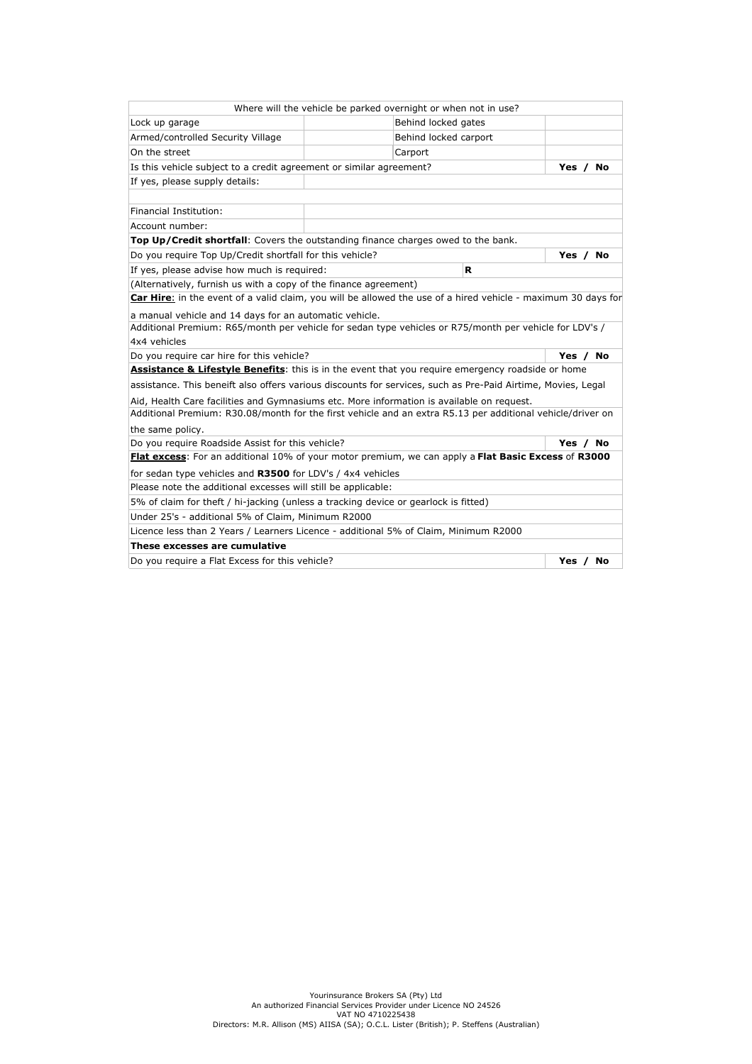| Where will the vehicle be parked overnight or when not in use? | | | |
|---|---|---|---|
| Lock up garage | | Behind locked gates | |
| Armed/controlled Security Village | | Behind locked carport | |
| On the street | | Carport | |
| Is this vehicle subject to a credit agreement or similar agreement? | | | **Yes / No** |
| If yes, please supply details: | | | |
| | | | |
| Financial Institution: | | | |
| Account number: | | | |
| **Top Up/Credit shortfall**: Covers the outstanding finance charges owed to the bank. | | | |
| Do you require Top Up/Credit shortfall for this vehicle? | | | **Yes / No** |
| If yes, please advise how much is required: | | **R** | |
| (Alternatively, furnish us with a copy of the finance agreement) | | | |
| **Car Hire**: in the event of a valid claim, you will be allowed the use of a hired vehicle - maximum 30 days for a manual vehicle and 14 days for an automatic vehicle. | | | |
| Additional Premium: R65/month per vehicle for sedan type vehicles or R75/month per vehicle for LDV's / 4x4 vehicles | | | |
| Do you require car hire for this vehicle? | | | **Yes / No** |
| **Assistance & Lifestyle Benefits**: this is in the event that you require emergency roadside or home assistance. This beneift also offers various discounts for services, such as Pre-Paid Airtime, Movies, Legal Aid, Health Care facilities and Gymnasiums etc. More information is available on request. | | | |
| Additional Premium: R30.08/month for the first vehicle and an extra R5.13 per additional vehicle/driver on the same policy. | | | |
| Do you require Roadside Assist for this vehicle? | | | **Yes / No** |
| **Flat excess**: For an additional 10% of your motor premium, we can apply a **Flat Basic Excess** of **R3000** for sedan type vehicles and **R3500** for LDV's / 4x4 vehicles | | | |
| Please note the additional excesses will still be applicable: | | | |
| 5% of claim for theft / hi-jacking (unless a tracking device or gearlock is fitted) | | | |
| Under 25's - additional 5% of Claim, Minimum R2000 | | | |
| Licence less than 2 Years / Learners Licence - additional 5% of Claim, Minimum R2000 | | | |
| **These excesses are cumulative** | | | |
| Do you require a Flat Excess for this vehicle? | | | **Yes / No** |

Yourinsurance Brokers SA (Pty) Ltd
An authorized Financial Services Provider under Licence NO 24526
VAT NO 4710225438
Directors: M.R. Allison (MS) AIISA (SA); O.C.L. Lister (British); P. Steffens (Australian)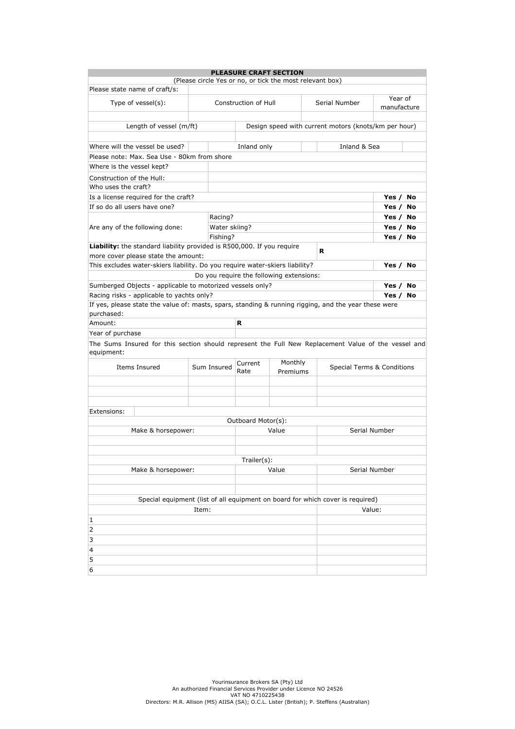## PLEASURE CRAFT SECTION

(Please circle Yes or no, or tick the most relevant box)

| Please state name of craft/s: | | | |
|---|---|---|---|
| Type of vessel(s): | Construction of Hull | Serial Number | Year of manufacture |
| | | | |

| Length of vessel (m/ft) | Design speed with current motors (knots/km per hour) |
|---|---|
| | |

| Where will the vessel be used? | | Inland only | | Inland & Sea | |
|---|---|---|---|---|---|

Please note: Max. Sea Use - 80km from shore

| | |
|---|---|
| Where is the vessel kept? | |
| Construction of the Hull: | |
| Who uses the craft? | |

| | | |
|---|---|---|
| Is a license required for the craft? | | **Yes / No** |
| If so do all users have one? | | **Yes / No** |
| Are any of the following done: | Racing? | **Yes / No** |
| | Water skiing? | **Yes / No** |
| | Fishing? | **Yes / No** |

| | |
|---|---|
| **Liability:** the standard liability provided is R500,000. If you require more cover please state the amount: | **R** |
| This excludes water-skiers liability. Do you require water-skiers liability? | **Yes / No** |

Do you require the following extensions:

| | |
|---|---|
| Sumberged Objects - applicable to motorized vessels only? | **Yes / No** |
| Racing risks - applicable to yachts only? | **Yes / No** |

If yes, please state the value of: masts, spars, standing & running rigging, and the year these were purchased:

| | |
|---|---|
| Amount: | **R** |
| Year of purchase | |

The Sums Insured for this section should represent the Full New Replacement Value of the vessel and equipment:

| Items Insured | Sum Insured | Current Rate | Monthly Premiums | Special Terms & Conditions |
|---|---|---|---|---|
| | | | | |
| | | | | |
| | | | | |

| Extensions: | |
|---|---|

Outboard Motor(s):

| Make & horsepower: | Value | Serial Number |
|---|---|---|
| | | |
| | | |

Trailer(s):

| Make & horsepower: | Value | Serial Number |
|---|---|---|
| | | |
| | | |

Special equipment (list of all equipment on board for which cover is required)

| Item: | Value: |
|---|---|
| 1 | |
| 2 | |
| 3 | |
| 4 | |
| 5 | |
| 6 | |

Yourinsurance Brokers SA (Pty) Ltd
An authorized Financial Services Provider under Licence NO 24526
VAT NO 4710225438
Directors: M.R. Allison (MS) AIISA (SA); O.C.L. Lister (British); P. Steffens (Australian)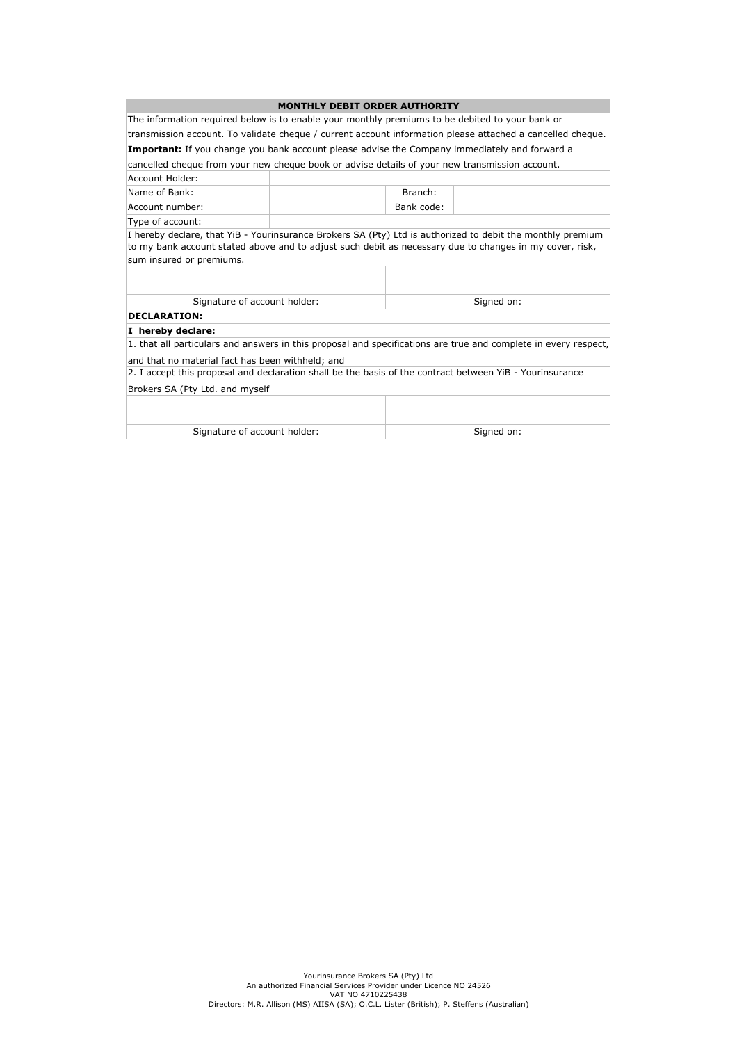## MONTHLY DEBIT ORDER AUTHORITY

The information required below is to enable your monthly premiums to be debited to your bank or transmission account. To validate cheque / current account information please attached a cancelled cheque.

**Important:** If you change you bank account please advise the Company immediately and forward a cancelled cheque from your new cheque book or advise details of your new transmission account.

| | | | |
|---|---|---|---|
| Account Holder: | | | |
| Name of Bank: | | Branch: | |
| Account number: | | Bank code: | |
| Type of account: | | | |

I hereby declare, that YiB - Yourinsurance Brokers SA (Pty) Ltd is authorized to debit the monthly premium to my bank account stated above and to adjust such debit as necessary due to changes in my cover, risk, sum insured or premiums.

| | |
|---|---|
| | |
| Signature of account holder: | Signed on: |

**DECLARATION:**

**I hereby declare:**

1. that all particulars and answers in this proposal and specifications are true and complete in every respect, and that no material fact has been withheld; and
2. I accept this proposal and declaration shall be the basis of the contract between YiB - Yourinsurance Brokers SA (Pty Ltd. and myself

| | |
|---|---|
| | |
| Signature of account holder: | Signed on: |

Yourinsurance Brokers SA (Pty) Ltd
An authorized Financial Services Provider under Licence NO 24526
VAT NO 4710225438
Directors: M.R. Allison (MS) AIISA (SA); O.C.L. Lister (British); P. Steffens (Australian)